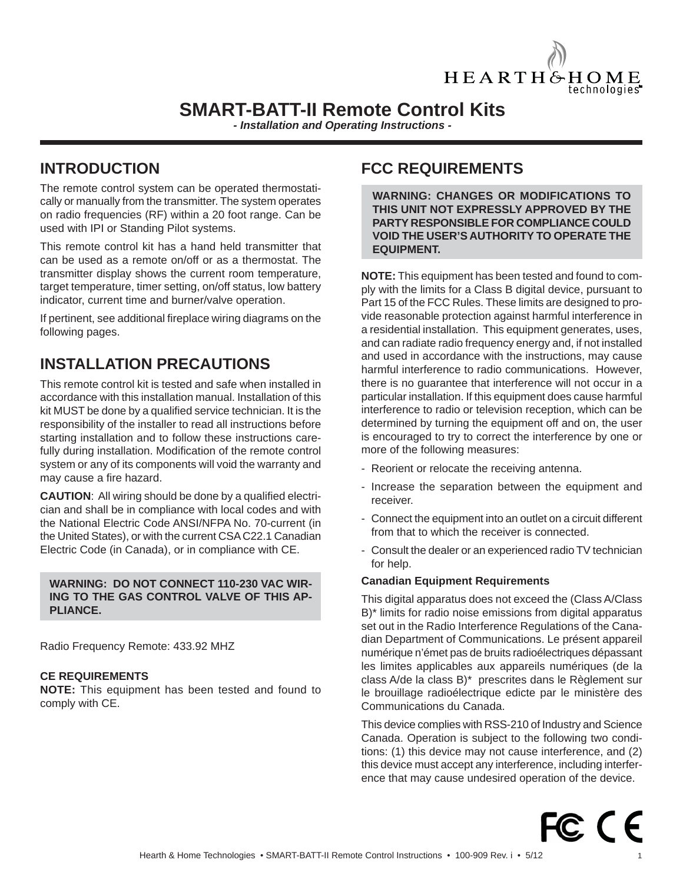# SMART-BATT-II Remote Control Kits

***- Installation and Operating Instructions -***

## INTRODUCTION

The remote control system can be operated thermostatically or manually from the transmitter. The system operates on radio frequencies (RF) within a 20 foot range. Can be used with IPI or Standing Pilot systems.

This remote control kit has a hand held transmitter that can be used as a remote on/off or as a thermostat. The transmitter display shows the current room temperature, target temperature, timer setting, on/off status, low battery indicator, current time and burner/valve operation.

If pertinent, see additional fireplace wiring diagrams on the following pages.

## INSTALLATION PRECAUTIONS

This remote control kit is tested and safe when installed in accordance with this installation manual. Installation of this kit MUST be done by a qualified service technician. It is the responsibility of the installer to read all instructions before starting installation and to follow these instructions carefully during installation. Modification of the remote control system or any of its components will void the warranty and may cause a fire hazard.

**CAUTION**: All wiring should be done by a qualified electrician and shall be in compliance with local codes and with the National Electric Code ANSI/NFPA No. 70-current (in the United States), or with the current CSA C22.1 Canadian Electric Code (in Canada), or in compliance with CE.

**WARNING: DO NOT CONNECT 110-230 VAC WIRING TO THE GAS CONTROL VALVE OF THIS APPLIANCE.**

Radio Frequency Remote: 433.92 MHZ

**CE REQUIREMENTS**

**NOTE:** This equipment has been tested and found to comply with CE.

## FCC REQUIREMENTS

**WARNING: CHANGES OR MODIFICATIONS TO THIS UNIT NOT EXPRESSLY APPROVED BY THE PARTY RESPONSIBLE FOR COMPLIANCE COULD VOID THE USER'S AUTHORITY TO OPERATE THE EQUIPMENT.**

**NOTE:** This equipment has been tested and found to comply with the limits for a Class B digital device, pursuant to Part 15 of the FCC Rules. These limits are designed to provide reasonable protection against harmful interference in a residential installation. This equipment generates, uses, and can radiate radio frequency energy and, if not installed and used in accordance with the instructions, may cause harmful interference to radio communications. However, there is no guarantee that interference will not occur in a particular installation. If this equipment does cause harmful interference to radio or television reception, which can be determined by turning the equipment off and on, the user is encouraged to try to correct the interference by one or more of the following measures:

- Reorient or relocate the receiving antenna.
- Increase the separation between the equipment and receiver.
- Connect the equipment into an outlet on a circuit different from that to which the receiver is connected.
- Consult the dealer or an experienced radio TV technician for help.

**Canadian Equipment Requirements**

This digital apparatus does not exceed the (Class A/Class B)* limits for radio noise emissions from digital apparatus set out in the Radio Interference Regulations of the Canadian Department of Communications. Le présent appareil numérique n'émet pas de bruits radioélectriques dépassant les limites applicables aux appareils numériques (de la class A/de la class B)* prescrites dans le Règlement sur le brouillage radioélectrique edicte par le ministère des Communications du Canada.

This device complies with RSS-210 of Industry and Science Canada. Operation is subject to the following two conditions: (1) this device may not cause interference, and (2) this device must accept any interference, including interference that may cause undesired operation of the device.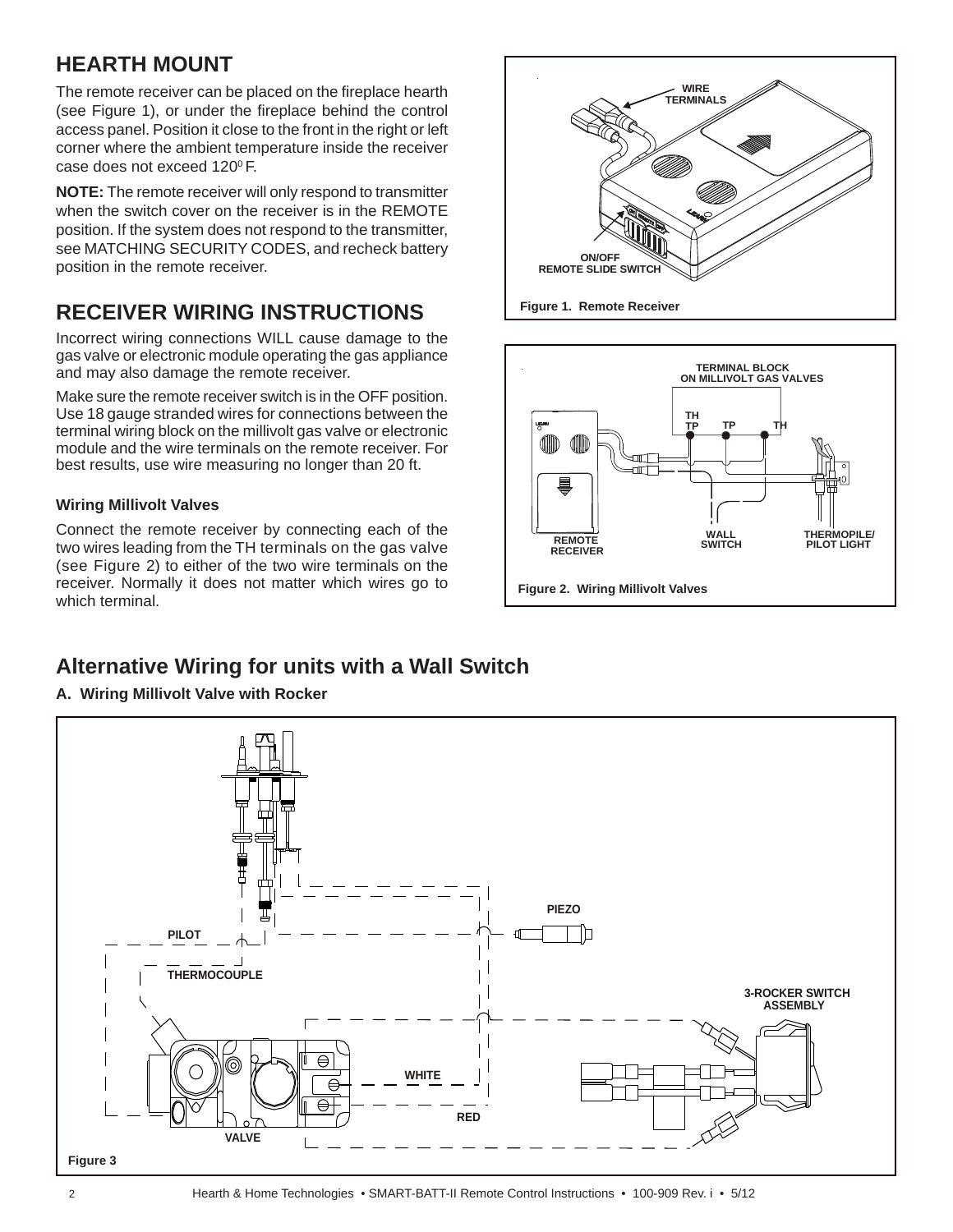## HEARTH MOUNT

The remote receiver can be placed on the fireplace hearth (see Figure 1), or under the fireplace behind the control access panel. Position it close to the front in the right or left corner where the ambient temperature inside the receiver case does not exceed 120$^0$ F.

**NOTE:** The remote receiver will only respond to transmitter when the switch cover on the receiver is in the REMOTE position. If the system does not respond to the transmitter, see MATCHING SECURITY CODES, and recheck battery position in the remote receiver.

## RECEIVER WIRING INSTRUCTIONS

Incorrect wiring connections WILL cause damage to the gas valve or electronic module operating the gas appliance and may also damage the remote receiver.

Make sure the remote receiver switch is in the OFF position. Use 18 gauge stranded wires for connections between the terminal wiring block on the millivolt gas valve or electronic module and the wire terminals on the remote receiver. For best results, use wire measuring no longer than 20 ft.

### Wiring Millivolt Valves

Connect the remote receiver by connecting each of the two wires leading from the TH terminals on the gas valve (see Figure 2) to either of the two wire terminals on the receiver. Normally it does not matter which wires go to which terminal.

WIRE TERMINALS

ON/OFF REMOTE SLIDE SWITCH

Figure 1. Remote Receiver

TERMINAL BLOCK ON MILLIVOLT GAS VALVES

TH TP TP TH

REMOTE RECEIVER

WALL SWITCH

THERMOPILE/ PILOT LIGHT

Figure 2. Wiring Millivolt Valves

## Alternative Wiring for units with a Wall Switch

### A. Wiring Millivolt Valve with Rocker

PIEZO

PILOT

THERMOCOUPLE

3-ROCKER SWITCH ASSEMBLY

WHITE

RED

VALVE

Figure 3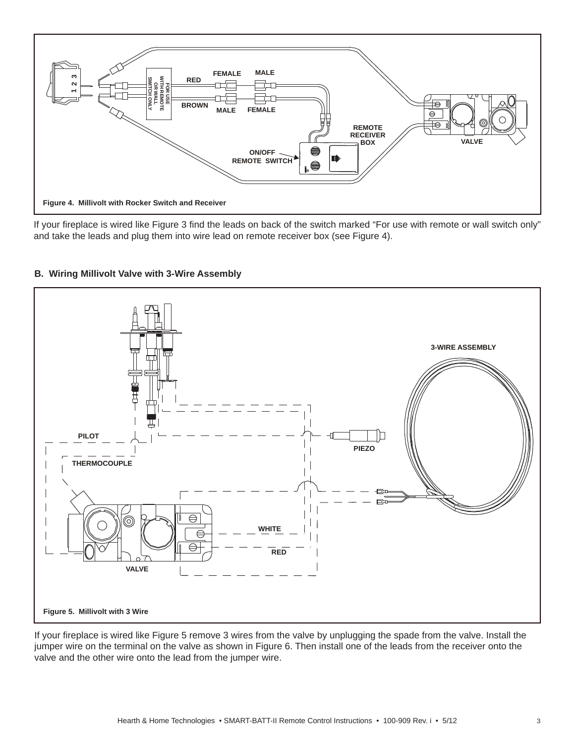Figure 4. Millivolt with Rocker Switch and Receiver

If your fireplace is wired like Figure 3 find the leads on back of the switch marked "For use with remote or wall switch only" and take the leads and plug them into wire lead on remote receiver box (see Figure 4).

## B. Wiring Millivolt Valve with 3-Wire Assembly

Figure 5. Millivolt with 3 Wire

If your fireplace is wired like Figure 5 remove 3 wires from the valve by unplugging the spade from the valve. Install the jumper wire on the terminal on the valve as shown in Figure 6. Then install one of the leads from the receiver onto the valve and the other wire onto the lead from the jumper wire.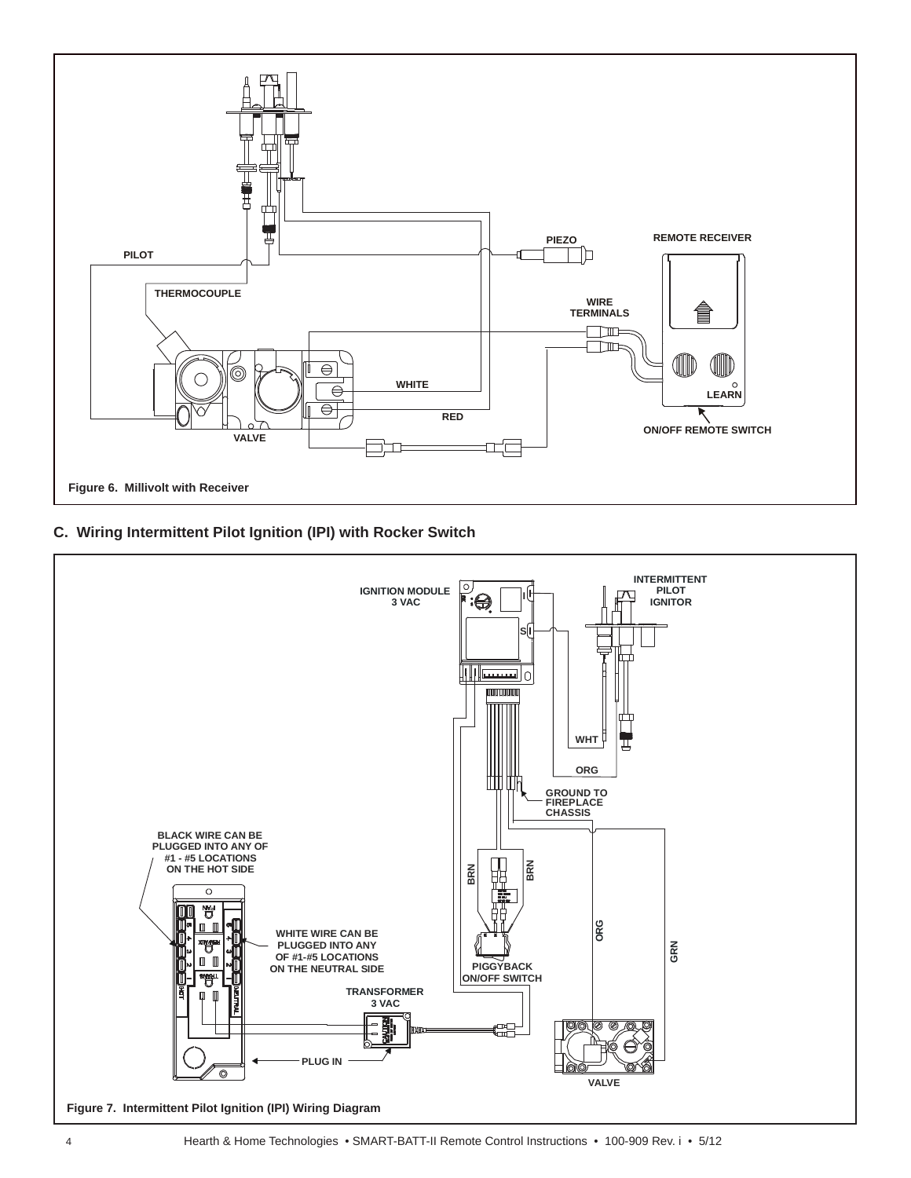Figure 6. Millivolt with Receiver

## C. Wiring Intermittent Pilot Ignition (IPI) with Rocker Switch

Figure 7. Intermittent Pilot Ignition (IPI) Wiring Diagram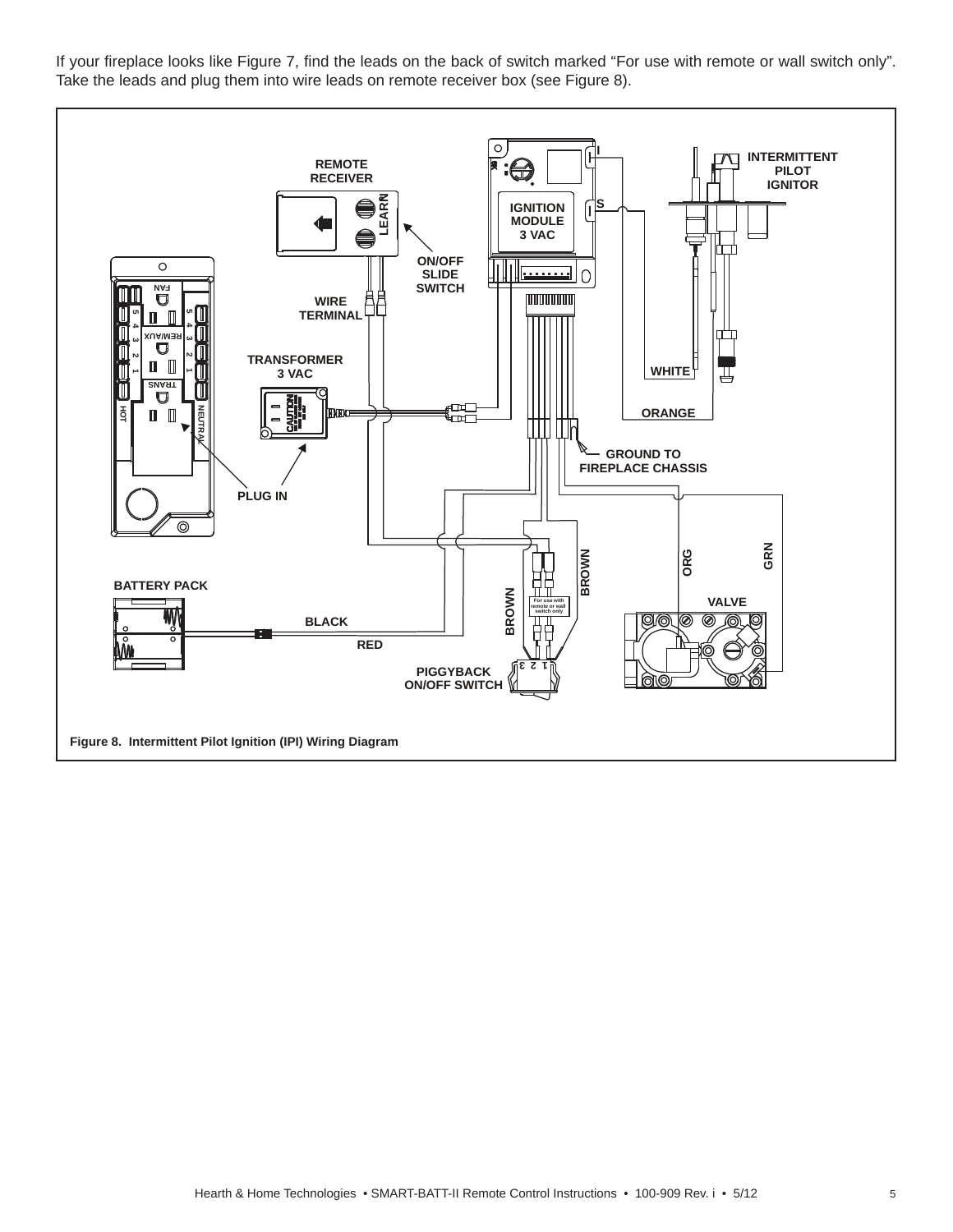If your fireplace looks like Figure 7, find the leads on the back of switch marked “For use with remote or wall switch only”. Take the leads and plug them into wire leads on remote receiver box (see Figure 8).

Figure 8. Intermittent Pilot Ignition (IPI) Wiring Diagram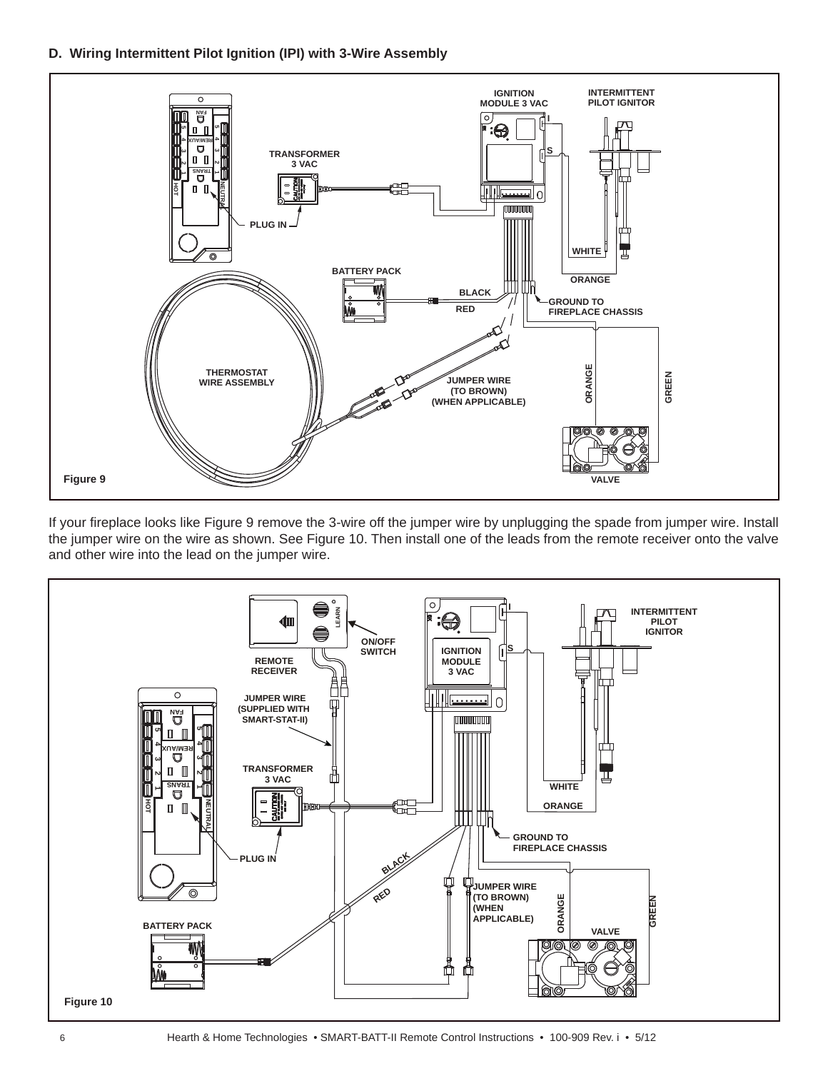### D. Wiring Intermittent Pilot Ignition (IPI) with 3-Wire Assembly

Figure 9

If your fireplace looks like Figure 9 remove the 3-wire off the jumper wire by unplugging the spade from jumper wire. Install the jumper wire on the wire as shown. See Figure 10. Then install one of the leads from the remote receiver onto the valve and other wire into the lead on the jumper wire.

Figure 10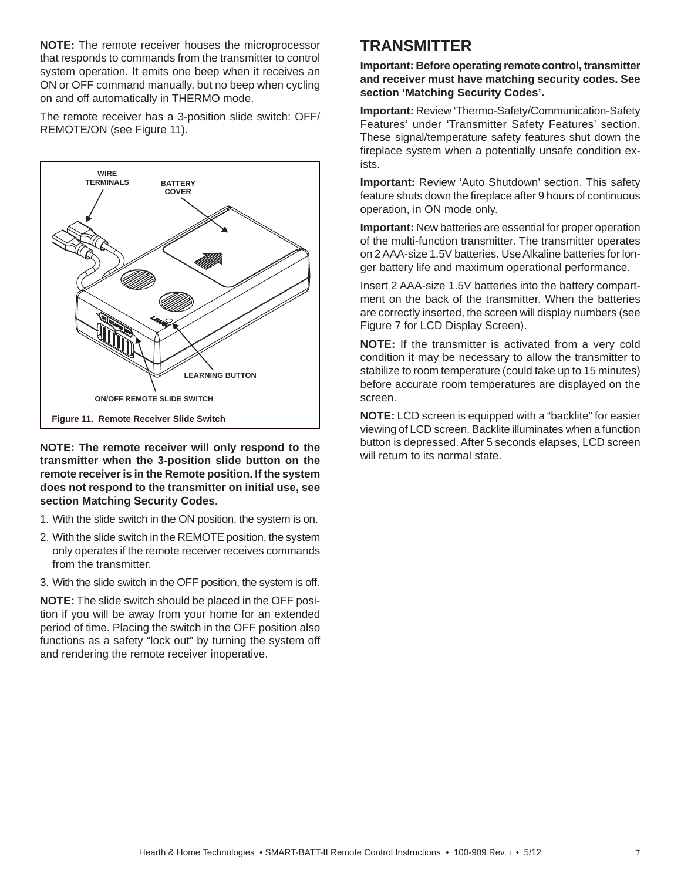**NOTE:** The remote receiver houses the microprocessor that responds to commands from the transmitter to control system operation. It emits one beep when it receives an ON or OFF command manually, but no beep when cycling on and off automatically in THERMO mode.

The remote receiver has a 3-position slide switch: OFF/ REMOTE/ON (see Figure 11).

WIRE TERMINALS

BATTERY COVER

LEARNING BUTTON

ON/OFF REMOTE SLIDE SWITCH

**Figure 11. Remote Receiver Slide Switch**

**NOTE: The remote receiver will only respond to the transmitter when the 3-position slide button on the remote receiver is in the Remote position. If the system does not respond to the transmitter on initial use, see section Matching Security Codes.**

1. With the slide switch in the ON position, the system is on.
2. With the slide switch in the REMOTE position, the system only operates if the remote receiver receives commands from the transmitter.
3. With the slide switch in the OFF position, the system is off.

**NOTE:** The slide switch should be placed in the OFF position if you will be away from your home for an extended period of time. Placing the switch in the OFF position also functions as a safety "lock out" by turning the system off and rendering the remote receiver inoperative.

## TRANSMITTER

**Important: Before operating remote control, transmitter and receiver must have matching security codes. See section 'Matching Security Codes'.**

**Important:** Review 'Thermo-Safety/Communication-Safety Features' under 'Transmitter Safety Features' section. These signal/temperature safety features shut down the fireplace system when a potentially unsafe condition exists.

**Important:** Review 'Auto Shutdown' section. This safety feature shuts down the fireplace after 9 hours of continuous operation, in ON mode only.

**Important:** New batteries are essential for proper operation of the multi-function transmitter. The transmitter operates on 2 AAA-size 1.5V batteries. Use Alkaline batteries for longer battery life and maximum operational performance.

Insert 2 AAA-size 1.5V batteries into the battery compartment on the back of the transmitter. When the batteries are correctly inserted, the screen will display numbers (see Figure 7 for LCD Display Screen).

**NOTE:** If the transmitter is activated from a very cold condition it may be necessary to allow the transmitter to stabilize to room temperature (could take up to 15 minutes) before accurate room temperatures are displayed on the screen.

**NOTE:** LCD screen is equipped with a "backlite" for easier viewing of LCD screen. Backlite illuminates when a function button is depressed. After 5 seconds elapses, LCD screen will return to its normal state.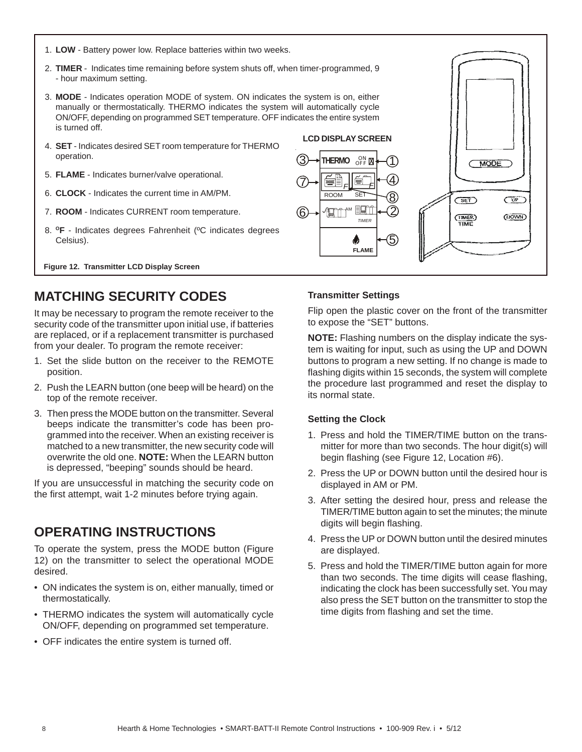1. **LOW** - Battery power low. Replace batteries within two weeks.
2. **TIMER** - Indicates time remaining before system shuts off, when timer-programmed, 9 - hour maximum setting.
3. **MODE** - Indicates operation MODE of system. ON indicates the system is on, either manually or thermostatically. THERMO indicates the system will automatically cycle ON/OFF, depending on programmed SET temperature. OFF indicates the entire system is turned off.
4. **SET** - Indicates desired SET room temperature for THERMO operation.
5. **FLAME** - Indicates burner/valve operational.
6. **CLOCK** - Indicates the current time in AM/PM.
7. **ROOM** - Indicates CURRENT room temperature.
8. **ºF** - Indicates degrees Fahrenheit (ºC indicates degrees Celsius).

LCD DISPLAY SCREEN

**Figure 12. Transmitter LCD Display Screen**

## MATCHING SECURITY CODES

It may be necessary to program the remote receiver to the security code of the transmitter upon initial use, if batteries are replaced, or if a replacement transmitter is purchased from your dealer. To program the remote receiver:

1. Set the slide button on the receiver to the REMOTE position.
2. Push the LEARN button (one beep will be heard) on the top of the remote receiver.
3. Then press the MODE button on the transmitter. Several beeps indicate the transmitter's code has been programmed into the receiver. When an existing receiver is matched to a new transmitter, the new security code will overwrite the old one. **NOTE:** When the LEARN button is depressed, "beeping" sounds should be heard.

If you are unsuccessful in matching the security code on the first attempt, wait 1-2 minutes before trying again.

## OPERATING INSTRUCTIONS

To operate the system, press the MODE button (Figure 12) on the transmitter to select the operational MODE desired.

- ON indicates the system is on, either manually, timed or thermostatically.
- THERMO indicates the system will automatically cycle ON/OFF, depending on programmed set temperature.
- OFF indicates the entire system is turned off.

### Transmitter Settings

Flip open the plastic cover on the front of the transmitter to expose the "SET" buttons.

**NOTE:** Flashing numbers on the display indicate the system is waiting for input, such as using the UP and DOWN buttons to program a new setting. If no change is made to flashing digits within 15 seconds, the system will complete the procedure last programmed and reset the display to its normal state.

### Setting the Clock

1. Press and hold the TIMER/TIME button on the transmitter for more than two seconds. The hour digit(s) will begin flashing (see Figure 12, Location #6).
2. Press the UP or DOWN button until the desired hour is displayed in AM or PM.
3. After setting the desired hour, press and release the TIMER/TIME button again to set the minutes; the minute digits will begin flashing.
4. Press the UP or DOWN button until the desired minutes are displayed.
5. Press and hold the TIMER/TIME button again for more than two seconds. The time digits will cease flashing, indicating the clock has been successfully set. You may also press the SET button on the transmitter to stop the time digits from flashing and set the time.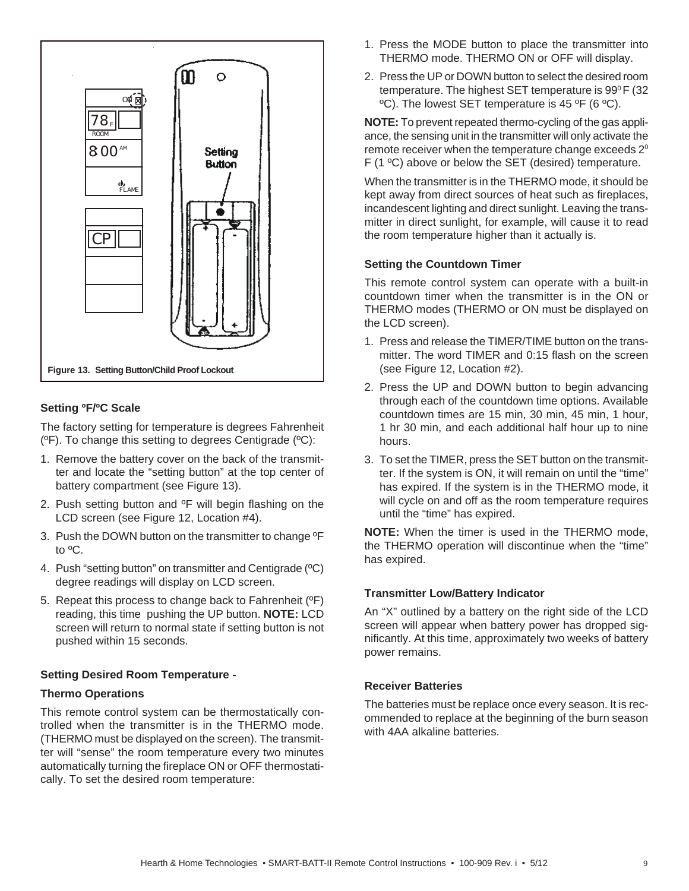Figure 13. Setting Button/Child Proof Lockout

### Setting ºF/ºC Scale

The factory setting for temperature is degrees Fahrenheit (ºF). To change this setting to degrees Centigrade (ºC):

1. Remove the battery cover on the back of the transmitter and locate the "setting button" at the top center of battery compartment (see Figure 13).
2. Push setting button and ºF will begin flashing on the LCD screen (see Figure 12, Location #4).
3. Push the DOWN button on the transmitter to change ºF to ºC.
4. Push "setting button" on transmitter and Centigrade (ºC) degree readings will display on LCD screen.
5. Repeat this process to change back to Fahrenheit (ºF) reading, this time pushing the UP button. **NOTE:** LCD screen will return to normal state if setting button is not pushed within 15 seconds.

### Setting Desired Room Temperature -

### Thermo Operations

This remote control system can be thermostatically controlled when the transmitter is in the THERMO mode. (THERMO must be displayed on the screen). The transmitter will "sense" the room temperature every two minutes automatically turning the fireplace ON or OFF thermostatically. To set the desired room temperature:

1. Press the MODE button to place the transmitter into THERMO mode. THERMO ON or OFF will display.
2. Press the UP or DOWN button to select the desired room temperature. The highest SET temperature is 99º F (32 ºC). The lowest SET temperature is 45 ºF (6 ºC).

**NOTE:** To prevent repeated thermo-cycling of the gas appliance, the sensing unit in the transmitter will only activate the remote receiver when the temperature change exceeds 2º F (1 ºC) above or below the SET (desired) temperature.

When the transmitter is in the THERMO mode, it should be kept away from direct sources of heat such as fireplaces, incandescent lighting and direct sunlight. Leaving the transmitter in direct sunlight, for example, will cause it to read the room temperature higher than it actually is.

### Setting the Countdown Timer

This remote control system can operate with a built-in countdown timer when the transmitter is in the ON or THERMO modes (THERMO or ON must be displayed on the LCD screen).

1. Press and release the TIMER/TIME button on the transmitter. The word TIMER and 0:15 flash on the screen (see Figure 12, Location #2).
2. Press the UP and DOWN button to begin advancing through each of the countdown time options. Available countdown times are 15 min, 30 min, 45 min, 1 hour, 1 hr 30 min, and each additional half hour up to nine hours.
3. To set the TIMER, press the SET button on the transmitter. If the system is ON, it will remain on until the "time" has expired. If the system is in the THERMO mode, it will cycle on and off as the room temperature requires until the "time" has expired.

**NOTE:** When the timer is used in the THERMO mode, the THERMO operation will discontinue when the "time" has expired.

### Transmitter Low/Battery Indicator

An "X" outlined by a battery on the right side of the LCD screen will appear when battery power has dropped significantly. At this time, approximately two weeks of battery power remains.

### Receiver Batteries

The batteries must be replace once every season. It is recommended to replace at the beginning of the burn season with 4AA alkaline batteries.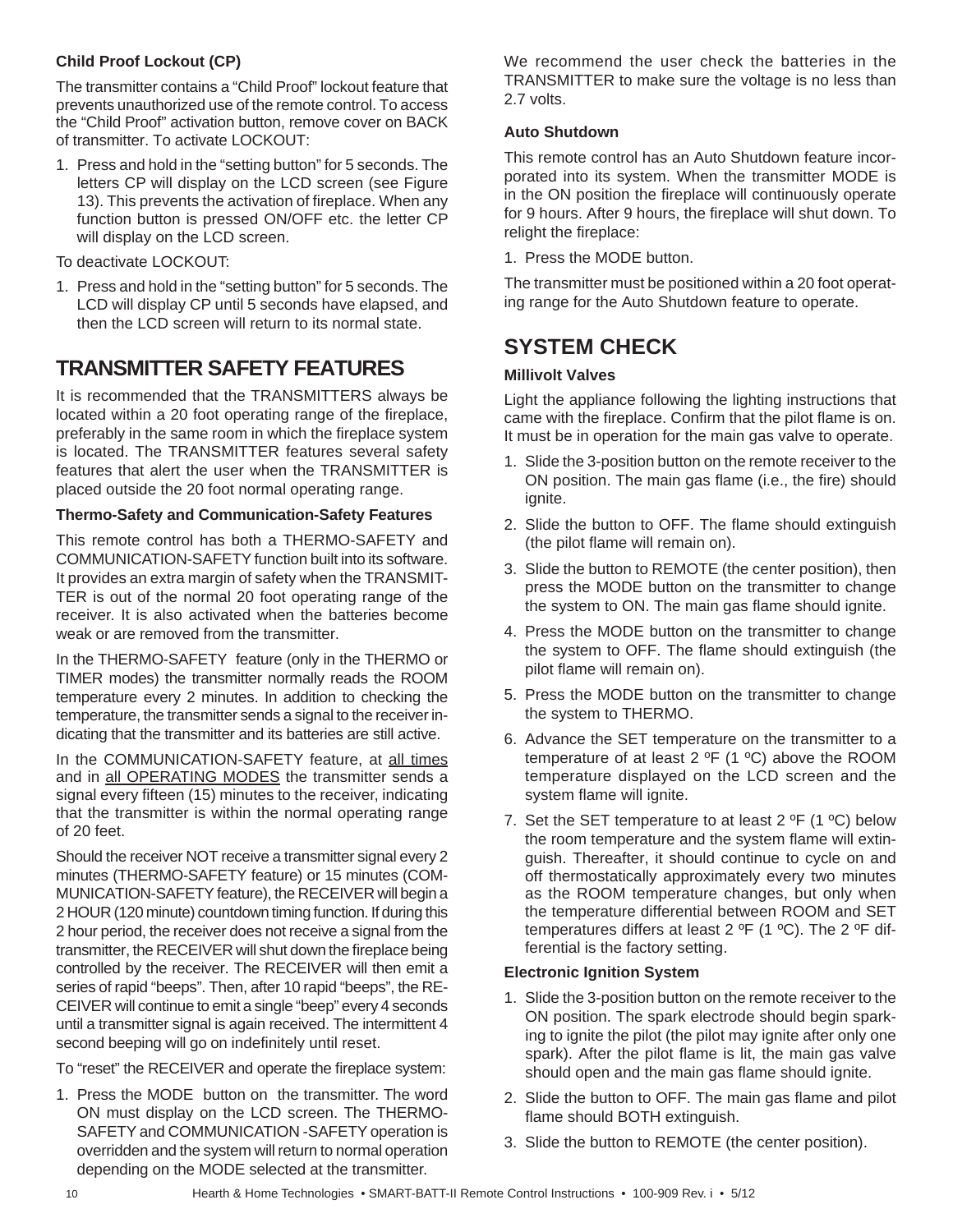**Child Proof Lockout (CP)**

The transmitter contains a "Child Proof" lockout feature that prevents unauthorized use of the remote control. To access the "Child Proof" activation button, remove cover on BACK of transmitter. To activate LOCKOUT:

1. Press and hold in the "setting button" for 5 seconds. The letters CP will display on the LCD screen (see Figure 13). This prevents the activation of fireplace. When any function button is pressed ON/OFF etc. the letter CP will display on the LCD screen.

To deactivate LOCKOUT:

1. Press and hold in the "setting button" for 5 seconds. The LCD will display CP until 5 seconds have elapsed, and then the LCD screen will return to its normal state.

## TRANSMITTER SAFETY FEATURES

It is recommended that the TRANSMITTERS always be located within a 20 foot operating range of the fireplace, preferably in the same room in which the fireplace system is located. The TRANSMITTER features several safety features that alert the user when the TRANSMITTER is placed outside the 20 foot normal operating range.

**Thermo-Safety and Communication-Safety Features**

This remote control has both a THERMO-SAFETY and COMMUNICATION-SAFETY function built into its software. It provides an extra margin of safety when the TRANSMITTER is out of the normal 20 foot operating range of the receiver. It is also activated when the batteries become weak or are removed from the transmitter.

In the THERMO-SAFETY feature (only in the THERMO or TIMER modes) the transmitter normally reads the ROOM temperature every 2 minutes. In addition to checking the temperature, the transmitter sends a signal to the receiver indicating that the transmitter and its batteries are still active.

In the COMMUNICATION-SAFETY feature, at all times and in all OPERATING MODES the transmitter sends a signal every fifteen (15) minutes to the receiver, indicating that the transmitter is within the normal operating range of 20 feet.

Should the receiver NOT receive a transmitter signal every 2 minutes (THERMO-SAFETY feature) or 15 minutes (COMMUNICATION-SAFETY feature), the RECEIVER will begin a 2 HOUR (120 minute) countdown timing function. If during this 2 hour period, the receiver does not receive a signal from the transmitter, the RECEIVER will shut down the fireplace being controlled by the receiver. The RECEIVER will then emit a series of rapid "beeps". Then, after 10 rapid "beeps", the RECEIVER will continue to emit a single "beep" every 4 seconds until a transmitter signal is again received. The intermittent 4 second beeping will go on indefinitely until reset.

To "reset" the RECEIVER and operate the fireplace system:

1. Press the MODE button on the transmitter. The word ON must display on the LCD screen. The THERMO-SAFETY and COMMUNICATION -SAFETY operation is overridden and the system will return to normal operation depending on the MODE selected at the transmitter.

We recommend the user check the batteries in the TRANSMITTER to make sure the voltage is no less than 2.7 volts.

**Auto Shutdown**

This remote control has an Auto Shutdown feature incorporated into its system. When the transmitter MODE is in the ON position the fireplace will continuously operate for 9 hours. After 9 hours, the fireplace will shut down. To relight the fireplace:

1. Press the MODE button.

The transmitter must be positioned within a 20 foot operating range for the Auto Shutdown feature to operate.

## SYSTEM CHECK

**Millivolt Valves**

Light the appliance following the lighting instructions that came with the fireplace. Confirm that the pilot flame is on. It must be in operation for the main gas valve to operate.

1. Slide the 3-position button on the remote receiver to the ON position. The main gas flame (i.e., the fire) should ignite.
2. Slide the button to OFF. The flame should extinguish (the pilot flame will remain on).
3. Slide the button to REMOTE (the center position), then press the MODE button on the transmitter to change the system to ON. The main gas flame should ignite.
4. Press the MODE button on the transmitter to change the system to OFF. The flame should extinguish (the pilot flame will remain on).
5. Press the MODE button on the transmitter to change the system to THERMO.
6. Advance the SET temperature on the transmitter to a temperature of at least 2 ºF (1 ºC) above the ROOM temperature displayed on the LCD screen and the system flame will ignite.
7. Set the SET temperature to at least 2 ºF (1 ºC) below the room temperature and the system flame will extinguish. Thereafter, it should continue to cycle on and off thermostatically approximately every two minutes as the ROOM temperature changes, but only when the temperature differential between ROOM and SET temperatures differs at least 2 ºF (1 ºC). The 2 ºF differential is the factory setting.

**Electronic Ignition System**

1. Slide the 3-position button on the remote receiver to the ON position. The spark electrode should begin sparking to ignite the pilot (the pilot may ignite after only one spark). After the pilot flame is lit, the main gas valve should open and the main gas flame should ignite.
2. Slide the button to OFF. The main gas flame and pilot flame should BOTH extinguish.
3. Slide the button to REMOTE (the center position).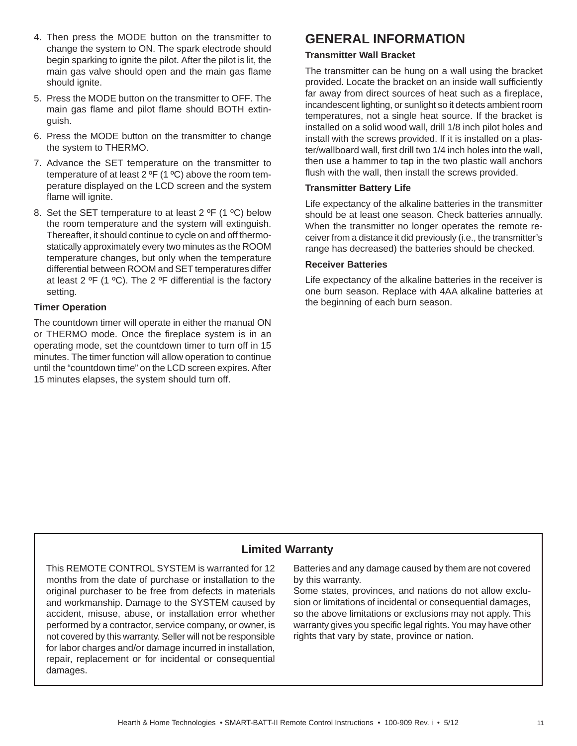4. Then press the MODE button on the transmitter to change the system to ON. The spark electrode should begin sparking to ignite the pilot. After the pilot is lit, the main gas valve should open and the main gas flame should ignite.
5. Press the MODE button on the transmitter to OFF. The main gas flame and pilot flame should BOTH extinguish.
6. Press the MODE button on the transmitter to change the system to THERMO.
7. Advance the SET temperature on the transmitter to temperature of at least 2 ºF (1 ºC) above the room temperature displayed on the LCD screen and the system flame will ignite.
8. Set the SET temperature to at least 2 ºF (1 ºC) below the room temperature and the system will extinguish. Thereafter, it should continue to cycle on and off thermostatically approximately every two minutes as the ROOM temperature changes, but only when the temperature differential between ROOM and SET temperatures differ at least 2 ºF (1 ºC). The 2 ºF differential is the factory setting.

**Timer Operation**

The countdown timer will operate in either the manual ON or THERMO mode. Once the fireplace system is in an operating mode, set the countdown timer to turn off in 15 minutes. The timer function will allow operation to continue until the "countdown time" on the LCD screen expires. After 15 minutes elapses, the system should turn off.

## GENERAL INFORMATION

**Transmitter Wall Bracket**

The transmitter can be hung on a wall using the bracket provided. Locate the bracket on an inside wall sufficiently far away from direct sources of heat such as a fireplace, incandescent lighting, or sunlight so it detects ambient room temperatures, not a single heat source. If the bracket is installed on a solid wood wall, drill 1/8 inch pilot holes and install with the screws provided. If it is installed on a plaster/wallboard wall, first drill two 1/4 inch holes into the wall, then use a hammer to tap in the two plastic wall anchors flush with the wall, then install the screws provided.

**Transmitter Battery Life**

Life expectancy of the alkaline batteries in the transmitter should be at least one season. Check batteries annually. When the transmitter no longer operates the remote receiver from a distance it did previously (i.e., the transmitter's range has decreased) the batteries should be checked.

**Receiver Batteries**

Life expectancy of the alkaline batteries in the receiver is one burn season. Replace with 4AA alkaline batteries at the beginning of each burn season.

### Limited Warranty

This REMOTE CONTROL SYSTEM is warranted for 12 months from the date of purchase or installation to the original purchaser to be free from defects in materials and workmanship. Damage to the SYSTEM caused by accident, misuse, abuse, or installation error whether performed by a contractor, service company, or owner, is not covered by this warranty. Seller will not be responsible for labor charges and/or damage incurred in installation, repair, replacement or for incidental or consequential damages.

Batteries and any damage caused by them are not covered by this warranty.

Some states, provinces, and nations do not allow exclusion or limitations of incidental or consequential damages, so the above limitations or exclusions may not apply. This warranty gives you specific legal rights. You may have other rights that vary by state, province or nation.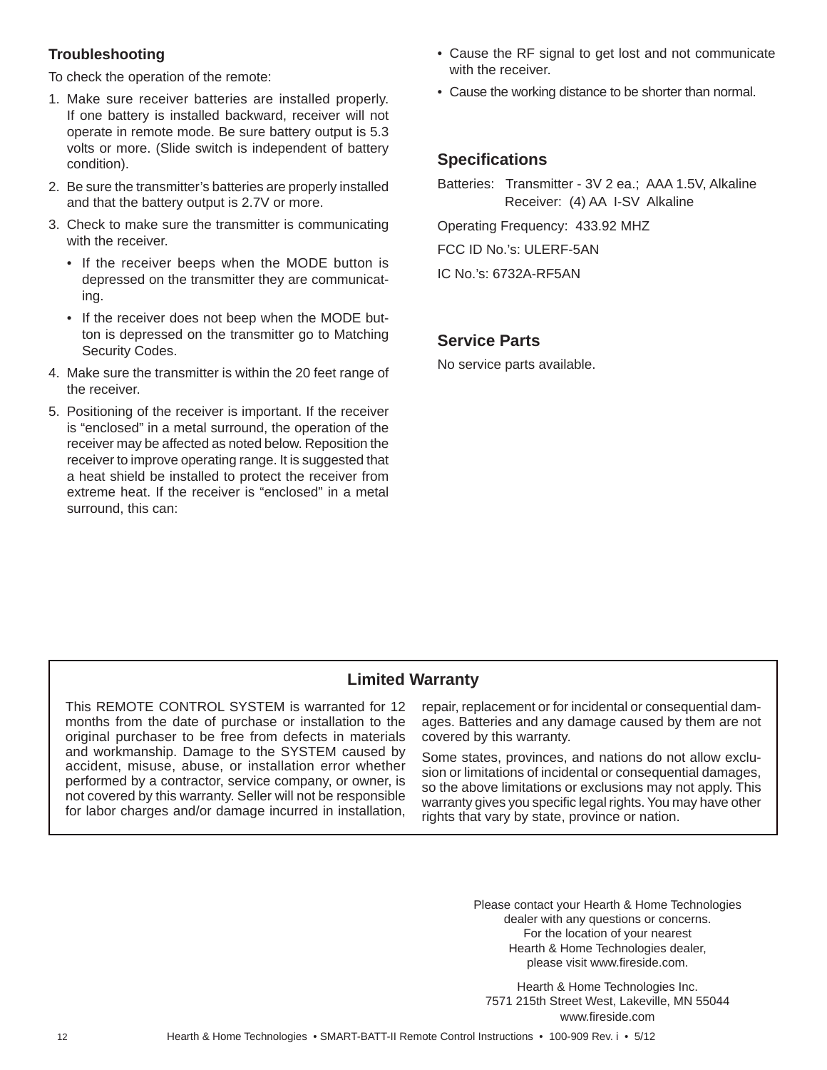## Troubleshooting

To check the operation of the remote:

1. Make sure receiver batteries are installed properly. If one battery is installed backward, receiver will not operate in remote mode. Be sure battery output is 5.3 volts or more. (Slide switch is independent of battery condition).
2. Be sure the transmitter's batteries are properly installed and that the battery output is 2.7V or more.
3. Check to make sure the transmitter is communicating with the receiver.
   - If the receiver beeps when the MODE button is depressed on the transmitter they are communicating.
   - If the receiver does not beep when the MODE button is depressed on the transmitter go to Matching Security Codes.
4. Make sure the transmitter is within the 20 feet range of the receiver.
5. Positioning of the receiver is important. If the receiver is "enclosed" in a metal surround, the operation of the receiver may be affected as noted below. Reposition the receiver to improve operating range. It is suggested that a heat shield be installed to protect the receiver from extreme heat. If the receiver is "enclosed" in a metal surround, this can:
   - Cause the RF signal to get lost and not communicate with the receiver.
   - Cause the working distance to be shorter than normal.

## Specifications

Batteries: Transmitter - 3V 2 ea.; AAA 1.5V, Alkaline
Receiver: (4) AA I-SV Alkaline

Operating Frequency: 433.92 MHZ

FCC ID No.'s: ULERF-5AN

IC No.'s: 6732A-RF5AN

## Service Parts

No service parts available.

## Limited Warranty

This REMOTE CONTROL SYSTEM is warranted for 12 months from the date of purchase or installation to the original purchaser to be free from defects in materials and workmanship. Damage to the SYSTEM caused by accident, misuse, abuse, or installation error whether performed by a contractor, service company, or owner, is not covered by this warranty. Seller will not be responsible for labor charges and/or damage incurred in installation, repair, replacement or for incidental or consequential damages. Batteries and any damage caused by them are not covered by this warranty.

Some states, provinces, and nations do not allow exclusion or limitations of incidental or consequential damages, so the above limitations or exclusions may not apply. This warranty gives you specific legal rights. You may have other rights that vary by state, province or nation.

Please contact your Hearth & Home Technologies dealer with any questions or concerns.
For the location of your nearest Hearth & Home Technologies dealer, please visit www.fireside.com.

Hearth & Home Technologies Inc.
7571 215th Street West, Lakeville, MN 55044
www.fireside.com